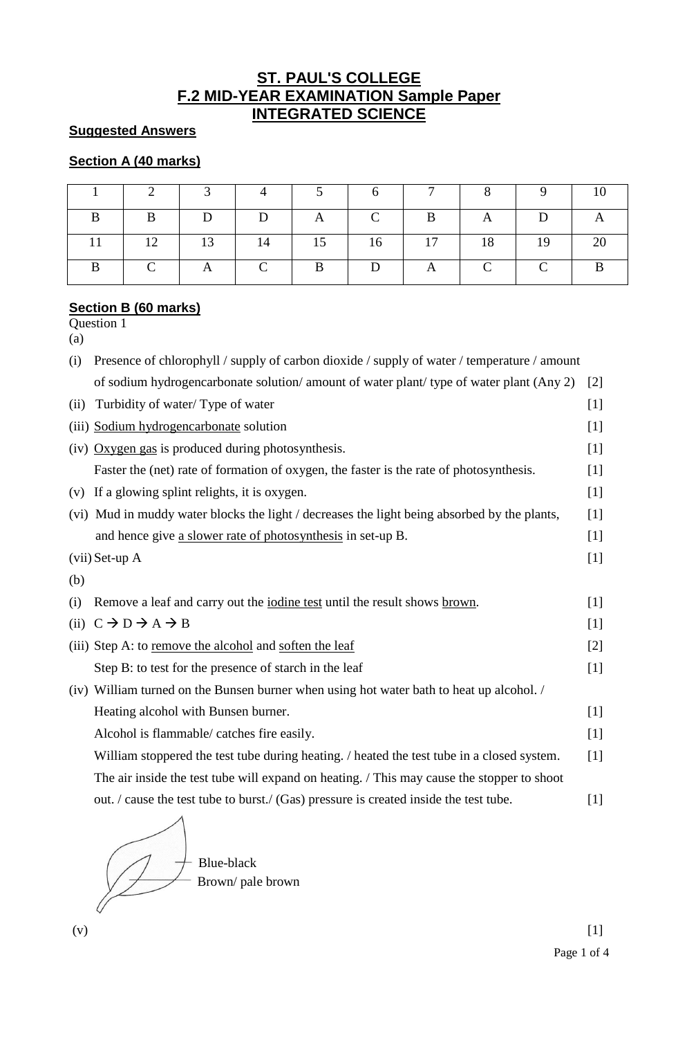# ST. PAUL'S COLLEGE
# F.2 MID-YEAR EXAMINATION Sample Paper
# INTEGRATED SCIENCE

**Suggested Answers**

**Section A (40 marks)**

| 1 | 2 | 3 | 4 | 5 | 6 | 7 | 8 | 9 | 10 |
|---|---|---|---|---|---|---|---|---|---|
| B | B | D | D | A | C | B | A | D | A |
| 11 | 12 | 13 | 14 | 15 | 16 | 17 | 18 | 19 | 20 |
| B | C | A | C | B | D | A | C | C | B |

**Section B (60 marks)**

Question 1

(a)

(i) Presence of chlorophyll / supply of carbon dioxide / supply of water / temperature / amount of sodium hydrogencarbonate solution/ amount of water plant/ type of water plant (Any 2) [2]

(ii) Turbidity of water/ Type of water [1]

(iii) Sodium hydrogencarbonate solution [1]

(iv) Oxygen gas is produced during photosynthesis. [1]

Faster the (net) rate of formation of oxygen, the faster is the rate of photosynthesis. [1]

(v) If a glowing splint relights, it is oxygen. [1]

(vi) Mud in muddy water blocks the light / decreases the light being absorbed by the plants, [1]

and hence give a slower rate of photosynthesis in set-up B. [1]

(vii) Set-up A [1]

(b)

(i) Remove a leaf and carry out the iodine test until the result shows brown. [1]

(ii) C → D → A → B [1]

(iii) Step A: to remove the alcohol and soften the leaf [2]

Step B: to test for the presence of starch in the leaf [1]

(iv) William turned on the Bunsen burner when using hot water bath to heat up alcohol. / Heating alcohol with Bunsen burner. [1]

Alcohol is flammable/ catches fire easily. [1]

William stoppered the test tube during heating. / heated the test tube in a closed system. [1]

The air inside the test tube will expand on heating. / This may cause the stopper to shoot out. / cause the test tube to burst./ (Gas) pressure is created inside the test tube. [1]

Blue-black

Brown/ pale brown

(v) [1]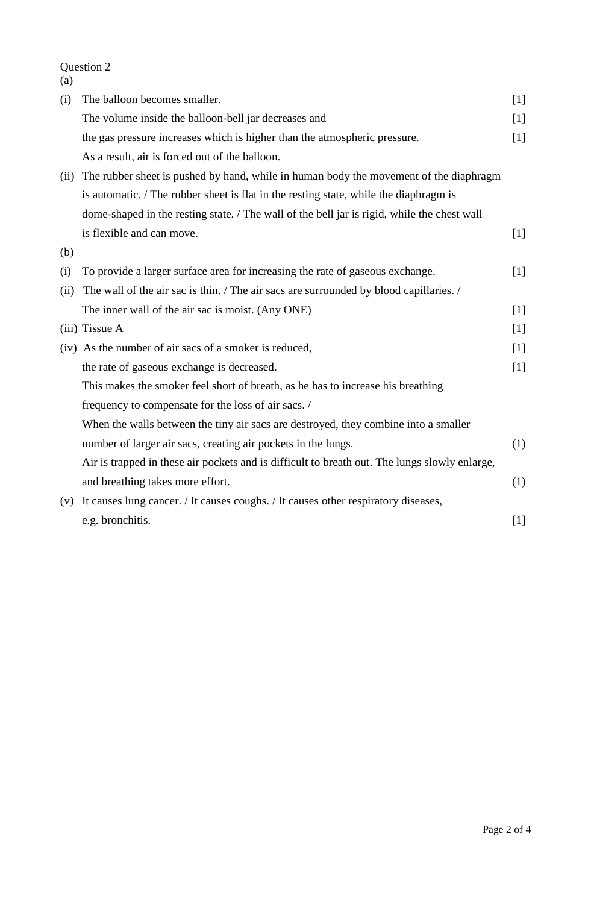Question 2

(a)

(i) The balloon becomes smaller. [1]

The volume inside the balloon-bell jar decreases and [1]

the gas pressure increases which is higher than the atmospheric pressure. [1]

As a result, air is forced out of the balloon.

(ii) The rubber sheet is pushed by hand, while in human body the movement of the diaphragm is automatic. / The rubber sheet is flat in the resting state, while the diaphragm is dome-shaped in the resting state. / The wall of the bell jar is rigid, while the chest wall is flexible and can move. [1]

(b)

(i) To provide a larger surface area for <u>increasing the rate of gaseous exchange</u>. [1]

(ii) The wall of the air sac is thin. / The air sacs are surrounded by blood capillaries. / The inner wall of the air sac is moist. (Any ONE) [1]

(iii) Tissue A [1]

(iv) As the number of air sacs of a smoker is reduced, [1]

the rate of gaseous exchange is decreased. [1]

This makes the smoker feel short of breath, as he has to increase his breathing frequency to compensate for the loss of air sacs. /

When the walls between the tiny air sacs are destroyed, they combine into a smaller number of larger air sacs, creating air pockets in the lungs. (1)

Air is trapped in these air pockets and is difficult to breath out. The lungs slowly enlarge, and breathing takes more effort. (1)

(v) It causes lung cancer. / It causes coughs. / It causes other respiratory diseases, e.g. bronchitis. [1]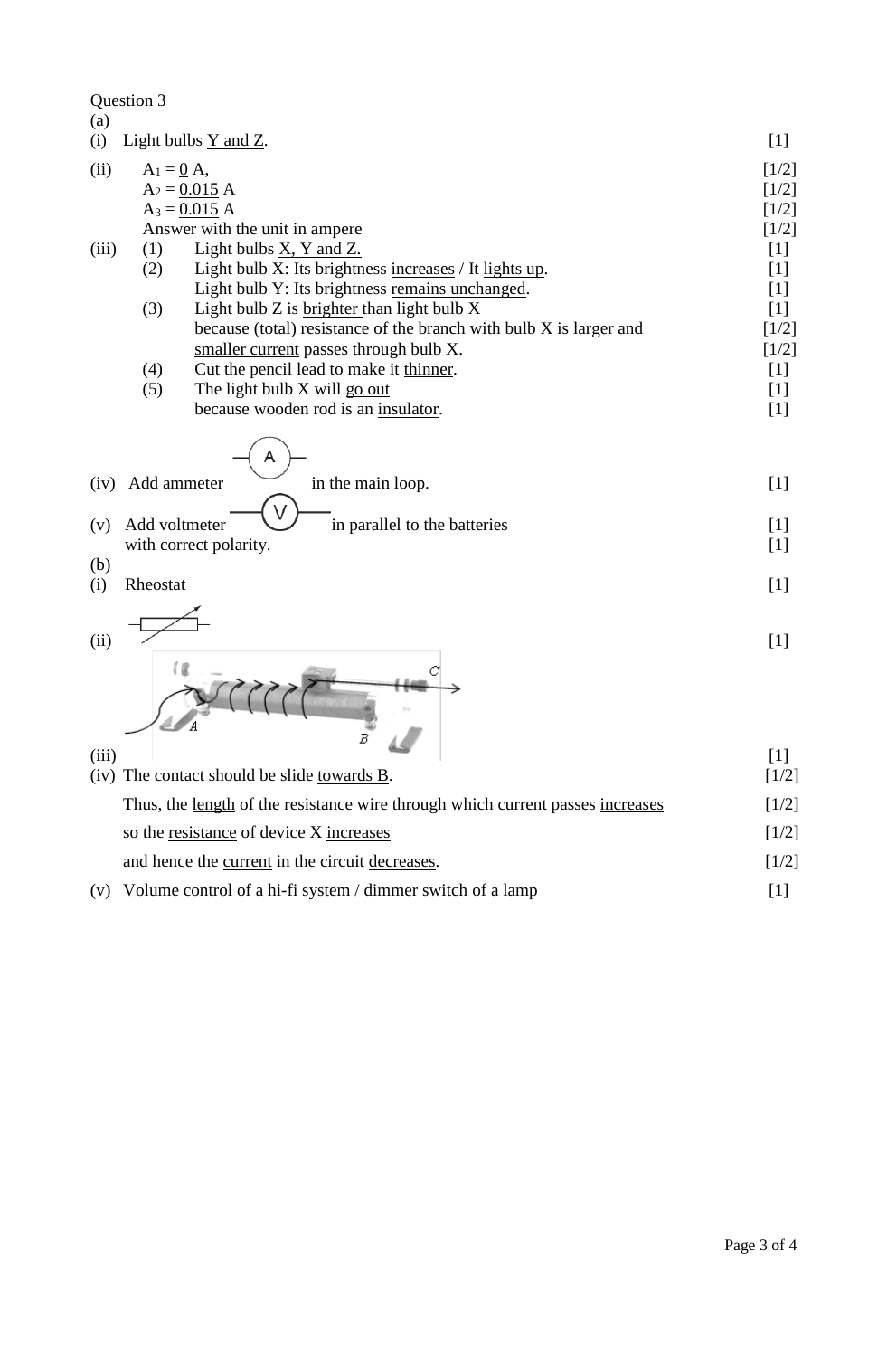Question 3

(a)

(i) Light bulbs <u>Y and Z</u>. [1]

(ii) $A_1$ = <u>0</u> A, [1/2]
$A_2$ = <u>0.015</u> A [1/2]
$A_3$ = <u>0.015</u> A [1/2]
Answer with the unit in ampere [1/2]

(iii)
(1) Light bulbs <u>X, Y and Z.</u> [1]
(2) Light bulb X: Its brightness <u>increases</u> / It <u>lights up</u>. [1]
Light bulb Y: Its brightness <u>remains unchanged</u>. [1]
(3) Light bulb Z is <u>brighter</u> than light bulb X [1]
because (total) <u>resistance</u> of the branch with bulb X is <u>larger</u> and [1/2]
<u>smaller current</u> passes through bulb X. [1/2]
(4) Cut the pencil lead to make it <u>thinner</u>. [1]
(5) The light bulb X will <u>go out</u> [1]
because wooden rod is an <u>insulator</u>. [1]

(iv) Add ammeter (A) in the main loop. [1]

(v) Add voltmeter (V) in parallel to the batteries [1]
with correct polarity. [1]

(b)

(i) Rheostat [1]

(ii) [1]

(iii) [1]

(iv) The contact should be slide <u>towards B</u>. [1/2]

Thus, the <u>length</u> of the resistance wire through which current passes <u>increases</u> [1/2]

so the <u>resistance</u> of device X <u>increases</u> [1/2]

and hence the <u>current</u> in the circuit <u>decreases</u>. [1/2]

(v) Volume control of a hi-fi system / dimmer switch of a lamp [1]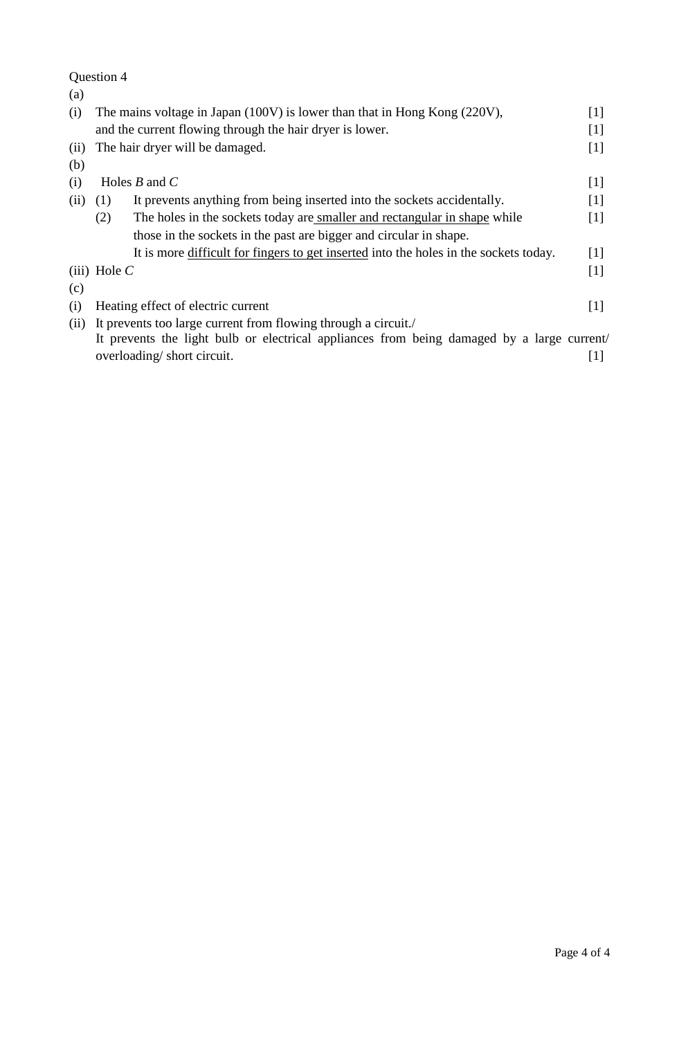Question 4

(a)

(i) The mains voltage in Japan (100V) is lower than that in Hong Kong (220V), [1]
and the current flowing through the hair dryer is lower. [1]

(ii) The hair dryer will be damaged. [1]

(b)

(i) Holes *B* and *C* [1]

(ii) (1) It prevents anything from being inserted into the sockets accidentally. [1]

(2) The holes in the sockets today are <u>smaller and rectangular in shape</u> while those in the sockets in the past are bigger and circular in shape. [1]
It is more <u>difficult for fingers to get inserted</u> into the holes in the sockets today. [1]

(iii) Hole *C* [1]

(c)

(i) Heating effect of electric current [1]

(ii) It prevents too large current from flowing through a circuit./
It prevents the light bulb or electrical appliances from being damaged by a large current/ overloading/ short circuit. [1]